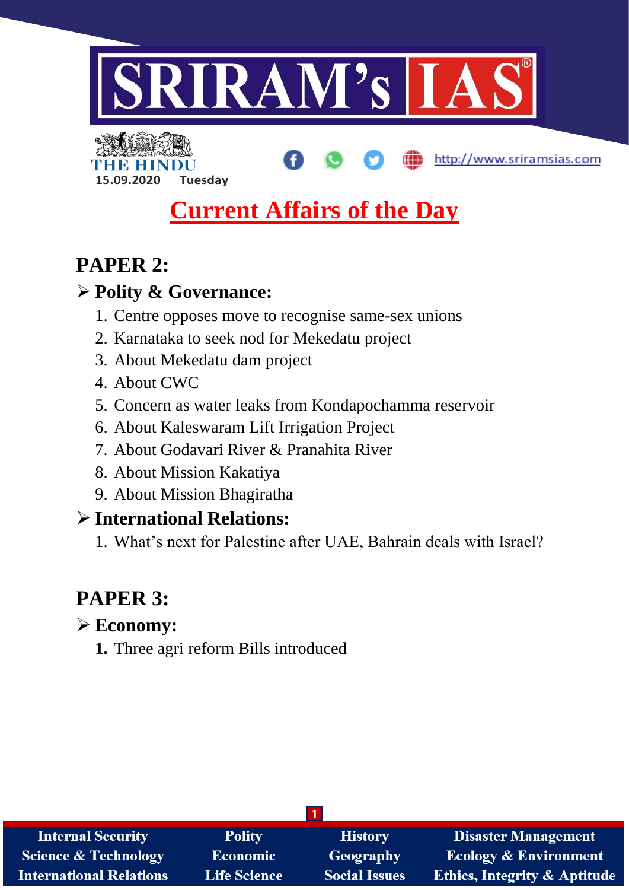# SRIRAM's IAS

THE HINDU

15.09.2020 Tuesday

http://www.sriramsias.com

## Current Affairs of the Day

## PAPER 2:

### ➢ Polity & Governance:

1. Centre opposes move to recognise same-sex unions
2. Karnataka to seek nod for Mekedatu project
3. About Mekedatu dam project
4. About CWC
5. Concern as water leaks from Kondapochamma reservoir
6. About Kaleswaram Lift Irrigation Project
7. About Godavari River & Pranahita River
8. About Mission Kakatiya
9. About Mission Bhagiratha

### ➢ International Relations:

1. What's next for Palestine after UAE, Bahrain deals with Israel?

## PAPER 3:

### ➢ Economy:

1. Three agri reform Bills introduced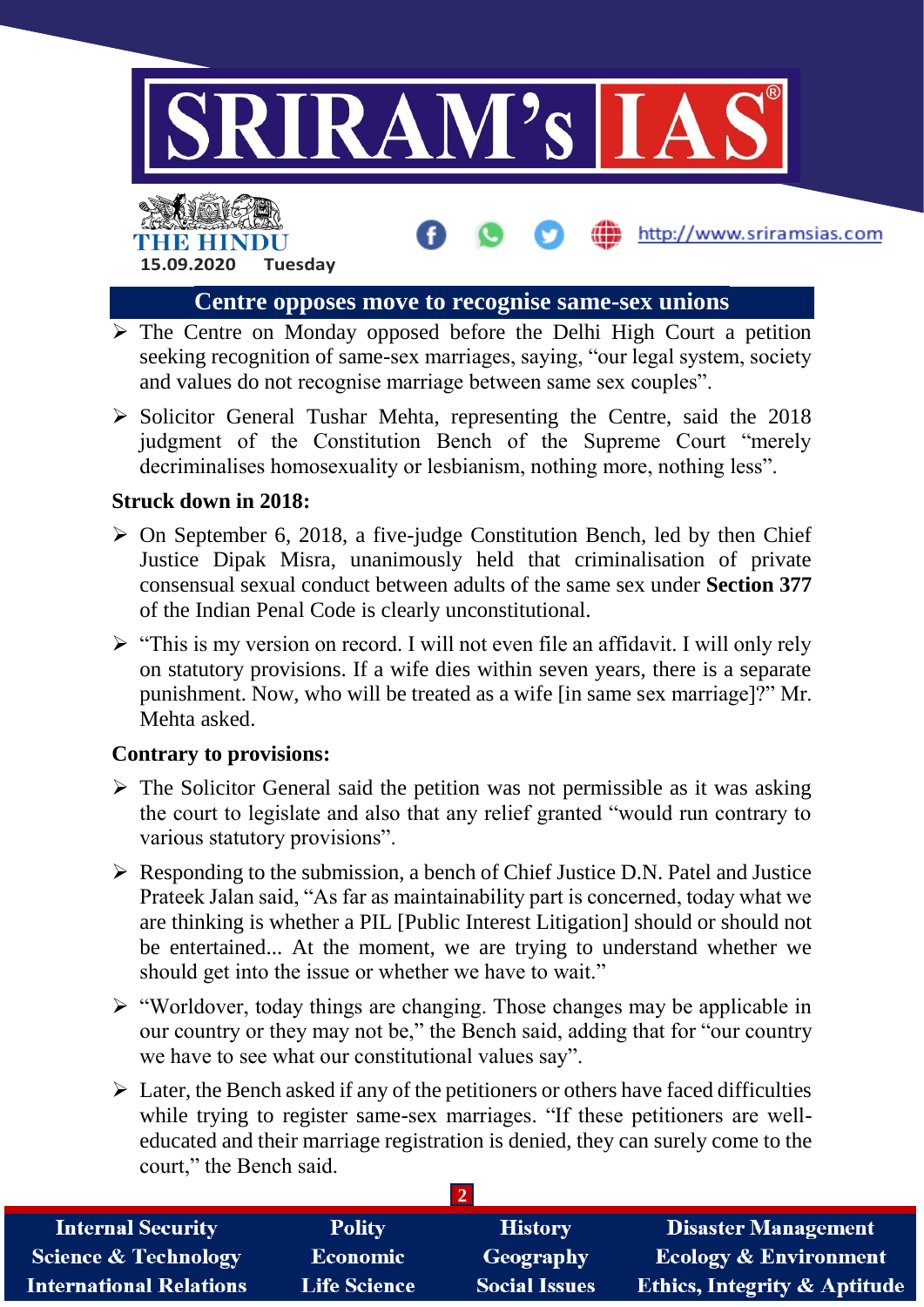## Centre opposes move to recognise same-sex unions

- The Centre on Monday opposed before the Delhi High Court a petition seeking recognition of same-sex marriages, saying, "our legal system, society and values do not recognise marriage between same sex couples".
- Solicitor General Tushar Mehta, representing the Centre, said the 2018 judgment of the Constitution Bench of the Supreme Court "merely decriminalises homosexuality or lesbianism, nothing more, nothing less".

### Struck down in 2018:

- On September 6, 2018, a five-judge Constitution Bench, led by then Chief Justice Dipak Misra, unanimously held that criminalisation of private consensual sexual conduct between adults of the same sex under **Section 377** of the Indian Penal Code is clearly unconstitutional.
- "This is my version on record. I will not even file an affidavit. I will only rely on statutory provisions. If a wife dies within seven years, there is a separate punishment. Now, who will be treated as a wife [in same sex marriage]?" Mr. Mehta asked.

### Contrary to provisions:

- The Solicitor General said the petition was not permissible as it was asking the court to legislate and also that any relief granted "would run contrary to various statutory provisions".
- Responding to the submission, a bench of Chief Justice D.N. Patel and Justice Prateek Jalan said, "As far as maintainability part is concerned, today what we are thinking is whether a PIL [Public Interest Litigation] should or should not be entertained... At the moment, we are trying to understand whether we should get into the issue or whether we have to wait."
- "Worldover, today things are changing. Those changes may be applicable in our country or they may not be," the Bench said, adding that for "our country we have to see what our constitutional values say".
- Later, the Bench asked if any of the petitioners or others have faced difficulties while trying to register same-sex marriages. "If these petitioners are well-educated and their marriage registration is denied, they can surely come to the court," the Bench said.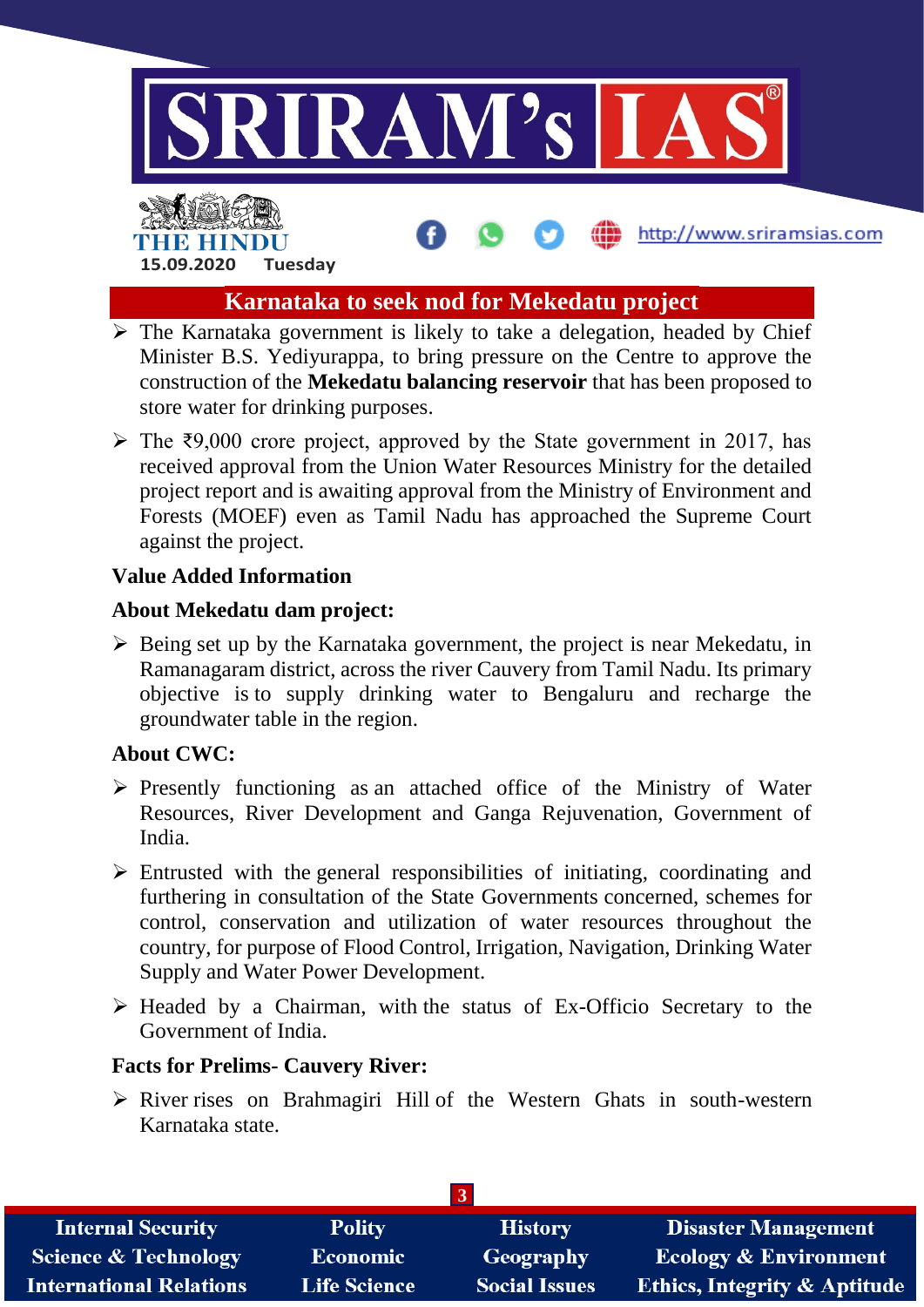## Karnataka to seek nod for Mekedatu project

- The Karnataka government is likely to take a delegation, headed by Chief Minister B.S. Yediyurappa, to bring pressure on the Centre to approve the construction of the **Mekedatu balancing reservoir** that has been proposed to store water for drinking purposes.
- The ₹9,000 crore project, approved by the State government in 2017, has received approval from the Union Water Resources Ministry for the detailed project report and is awaiting approval from the Ministry of Environment and Forests (MOEF) even as Tamil Nadu has approached the Supreme Court against the project.

**Value Added Information**

**About Mekedatu dam project:**

- Being set up by the Karnataka government, the project is near Mekedatu, in Ramanagaram district, across the river Cauvery from Tamil Nadu. Its primary objective is to supply drinking water to Bengaluru and recharge the groundwater table in the region.

**About CWC:**

- Presently functioning as an attached office of the Ministry of Water Resources, River Development and Ganga Rejuvenation, Government of India.
- Entrusted with the general responsibilities of initiating, coordinating and furthering in consultation of the State Governments concerned, schemes for control, conservation and utilization of water resources throughout the country, for purpose of Flood Control, Irrigation, Navigation, Drinking Water Supply and Water Power Development.
- Headed by a Chairman, with the status of Ex-Officio Secretary to the Government of India.

**Facts for Prelims- Cauvery River:**

- River rises on Brahmagiri Hill of the Western Ghats in south-western Karnataka state.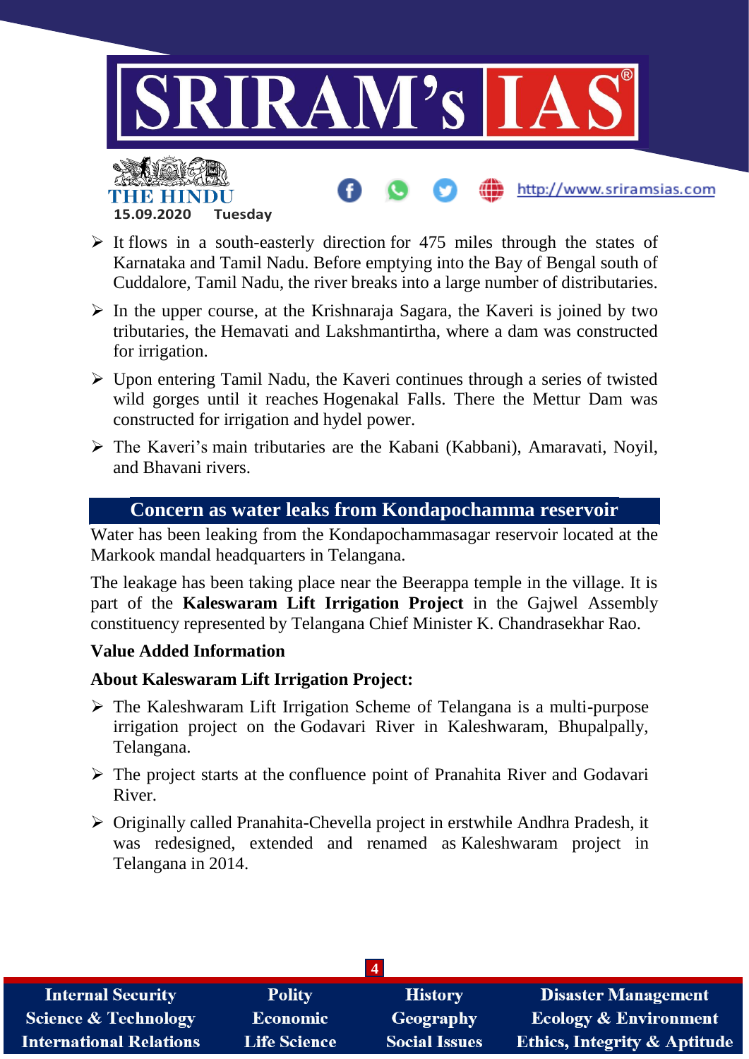- It flows in a south-easterly direction for 475 miles through the states of Karnataka and Tamil Nadu. Before emptying into the Bay of Bengal south of Cuddalore, Tamil Nadu, the river breaks into a large number of distributaries.
- In the upper course, at the Krishnaraja Sagara, the Kaveri is joined by two tributaries, the Hemavati and Lakshmantirtha, where a dam was constructed for irrigation.
- Upon entering Tamil Nadu, the Kaveri continues through a series of twisted wild gorges until it reaches Hogenakal Falls. There the Mettur Dam was constructed for irrigation and hydel power.
- The Kaveri's main tributaries are the Kabani (Kabbani), Amaravati, Noyil, and Bhavani rivers.

## Concern as water leaks from Kondapochamma reservoir

Water has been leaking from the Kondapochammasagar reservoir located at the Markook mandal headquarters in Telangana.

The leakage has been taking place near the Beerappa temple in the village. It is part of the **Kaleswaram Lift Irrigation Project** in the Gajwel Assembly constituency represented by Telangana Chief Minister K. Chandrasekhar Rao.

**Value Added Information**

**About Kaleswaram Lift Irrigation Project:**

- The Kaleshwaram Lift Irrigation Scheme of Telangana is a multi-purpose irrigation project on the Godavari River in Kaleshwaram, Bhupalpally, Telangana.
- The project starts at the confluence point of Pranahita River and Godavari River.
- Originally called Pranahita-Chevella project in erstwhile Andhra Pradesh, it was redesigned, extended and renamed as Kaleshwaram project in Telangana in 2014.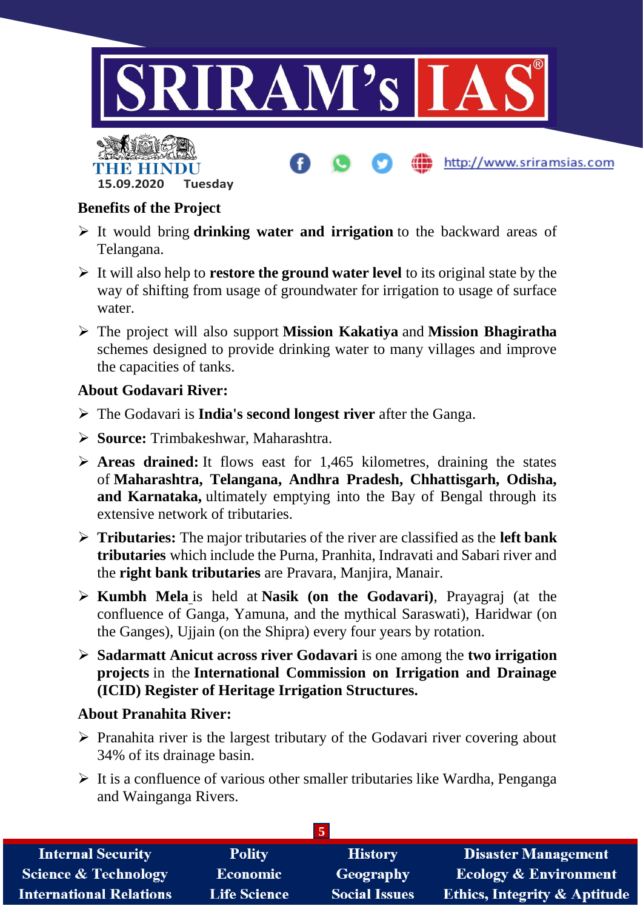### Benefits of the Project

- It would bring **drinking water and irrigation** to the backward areas of Telangana.
- It will also help to **restore the ground water level** to its original state by the way of shifting from usage of groundwater for irrigation to usage of surface water.
- The project will also support **Mission Kakatiya** and **Mission Bhagiratha** schemes designed to provide drinking water to many villages and improve the capacities of tanks.

### About Godavari River:

- The Godavari is **India's second longest river** after the Ganga.
- **Source:** Trimbakeshwar, Maharashtra.
- **Areas drained:** It flows east for 1,465 kilometres, draining the states of **Maharashtra, Telangana, Andhra Pradesh, Chhattisgarh, Odisha, and Karnataka,** ultimately emptying into the Bay of Bengal through its extensive network of tributaries.
- **Tributaries:** The major tributaries of the river are classified as the **left bank tributaries** which include the Purna, Pranhita, Indravati and Sabari river and the **right bank tributaries** are Pravara, Manjira, Manair.
- **Kumbh Mela** is held at **Nasik (on the Godavari)**, Prayagraj (at the confluence of Ganga, Yamuna, and the mythical Saraswati), Haridwar (on the Ganges), Ujjain (on the Shipra) every four years by rotation.
- **Sadarmatt Anicut across river Godavari** is one among the **two irrigation projects** in the **International Commission on Irrigation and Drainage (ICID) Register of Heritage Irrigation Structures.**

### About Pranahita River:

- Pranahita river is the largest tributary of the Godavari river covering about 34% of its drainage basin.
- It is a confluence of various other smaller tributaries like Wardha, Penganga and Wainganga Rivers.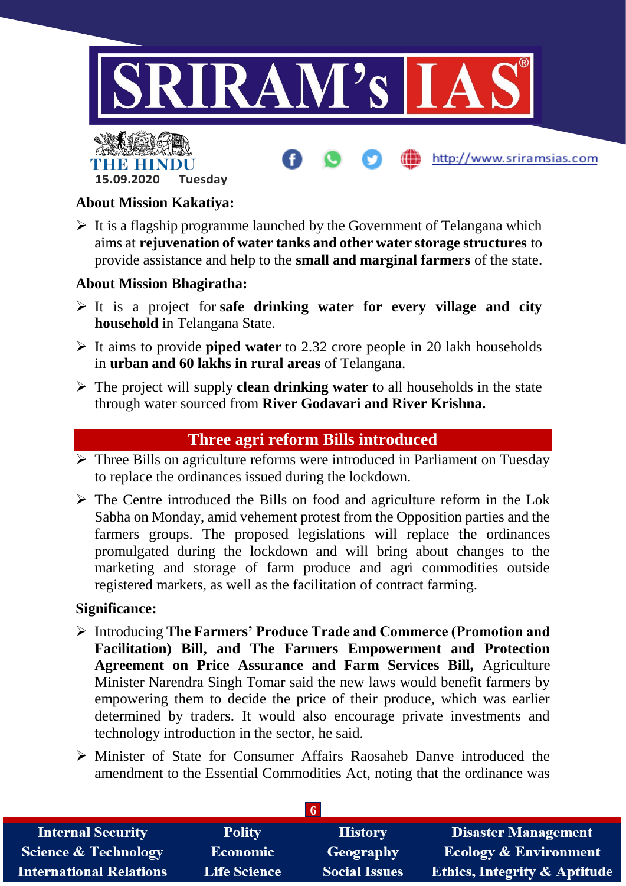### About Mission Kakatiya:

- It is a flagship programme launched by the Government of Telangana which aims at **rejuvenation of water tanks and other water storage structures** to provide assistance and help to the **small and marginal farmers** of the state.

### About Mission Bhagiratha:

- It is a project for **safe drinking water for every village and city household** in Telangana State.
- It aims to provide **piped water** to 2.32 crore people in 20 lakh households in **urban and 60 lakhs in rural areas** of Telangana.
- The project will supply **clean drinking water** to all households in the state through water sourced from **River Godavari and River Krishna.**

## Three agri reform Bills introduced

- Three Bills on agriculture reforms were introduced in Parliament on Tuesday to replace the ordinances issued during the lockdown.
- The Centre introduced the Bills on food and agriculture reform in the Lok Sabha on Monday, amid vehement protest from the Opposition parties and the farmers groups. The proposed legislations will replace the ordinances promulgated during the lockdown and will bring about changes to the marketing and storage of farm produce and agri commodities outside registered markets, as well as the facilitation of contract farming.

### Significance:

- Introducing **The Farmers' Produce Trade and Commerce (Promotion and Facilitation) Bill, and The Farmers Empowerment and Protection Agreement on Price Assurance and Farm Services Bill,** Agriculture Minister Narendra Singh Tomar said the new laws would benefit farmers by empowering them to decide the price of their produce, which was earlier determined by traders. It would also encourage private investments and technology introduction in the sector, he said.
- Minister of State for Consumer Affairs Raosaheb Danve introduced the amendment to the Essential Commodities Act, noting that the ordinance was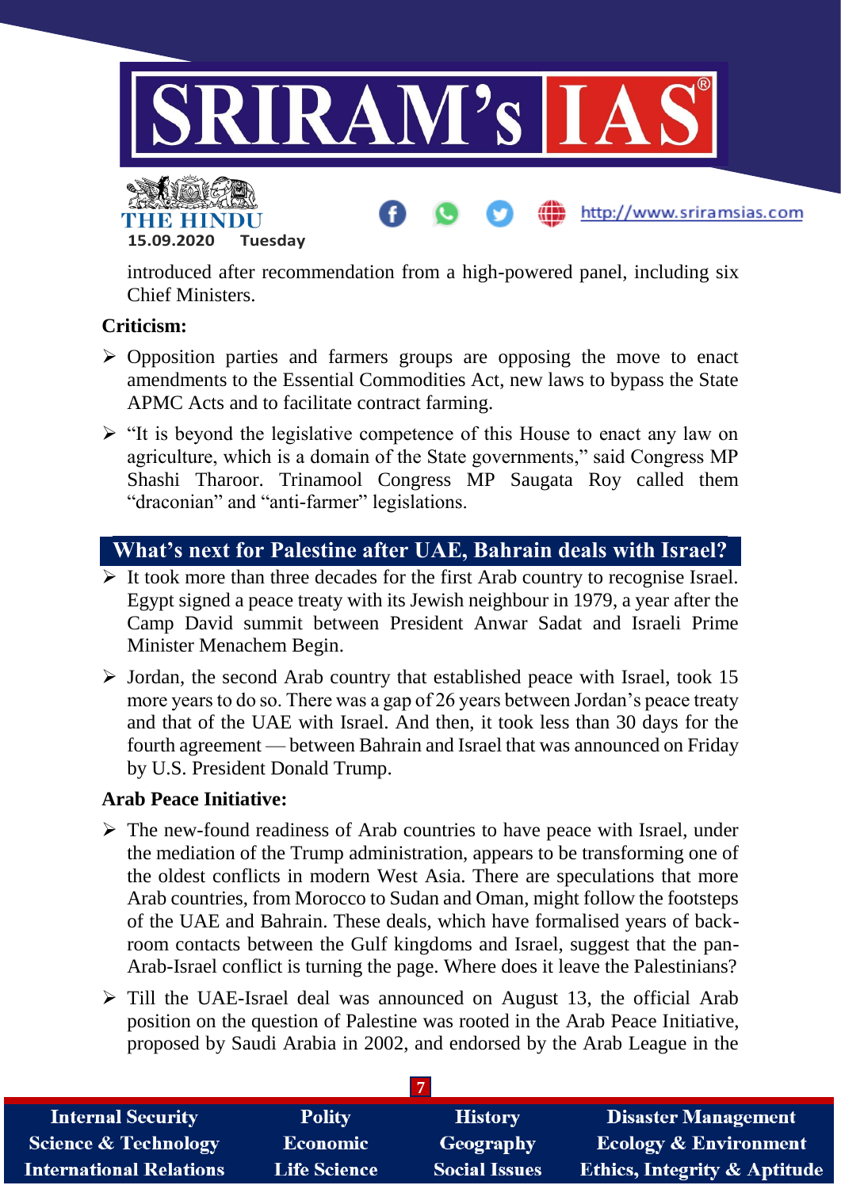introduced after recommendation from a high-powered panel, including six Chief Ministers.

**Criticism:**

- Opposition parties and farmers groups are opposing the move to enact amendments to the Essential Commodities Act, new laws to bypass the State APMC Acts and to facilitate contract farming.
- "It is beyond the legislative competence of this House to enact any law on agriculture, which is a domain of the State governments," said Congress MP Shashi Tharoor. Trinamool Congress MP Saugata Roy called them "draconian" and "anti-farmer" legislations.

## What's next for Palestine after UAE, Bahrain deals with Israel?

- It took more than three decades for the first Arab country to recognise Israel. Egypt signed a peace treaty with its Jewish neighbour in 1979, a year after the Camp David summit between President Anwar Sadat and Israeli Prime Minister Menachem Begin.
- Jordan, the second Arab country that established peace with Israel, took 15 more years to do so. There was a gap of 26 years between Jordan's peace treaty and that of the UAE with Israel. And then, it took less than 30 days for the fourth agreement — between Bahrain and Israel that was announced on Friday by U.S. President Donald Trump.

**Arab Peace Initiative:**

- The new-found readiness of Arab countries to have peace with Israel, under the mediation of the Trump administration, appears to be transforming one of the oldest conflicts in modern West Asia. There are speculations that more Arab countries, from Morocco to Sudan and Oman, might follow the footsteps of the UAE and Bahrain. These deals, which have formalised years of back-room contacts between the Gulf kingdoms and Israel, suggest that the pan-Arab-Israel conflict is turning the page. Where does it leave the Palestinians?
- Till the UAE-Israel deal was announced on August 13, the official Arab position on the question of Palestine was rooted in the Arab Peace Initiative, proposed by Saudi Arabia in 2002, and endorsed by the Arab League in the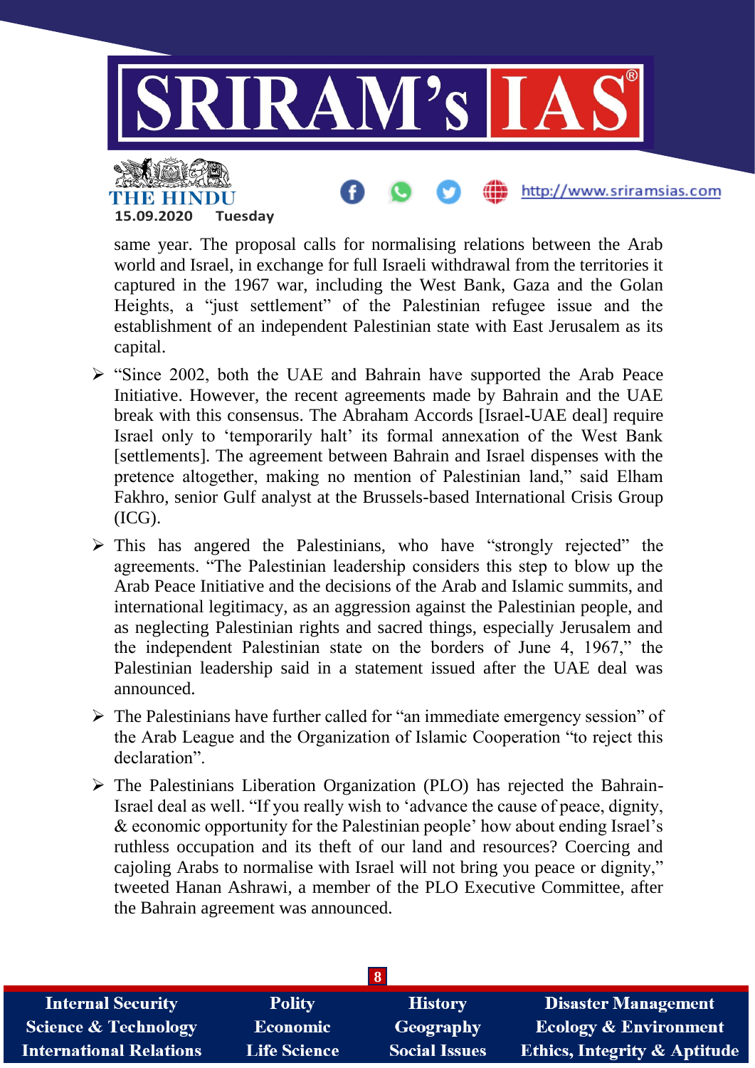same year. The proposal calls for normalising relations between the Arab world and Israel, in exchange for full Israeli withdrawal from the territories it captured in the 1967 war, including the West Bank, Gaza and the Golan Heights, a "just settlement" of the Palestinian refugee issue and the establishment of an independent Palestinian state with East Jerusalem as its capital.

- "Since 2002, both the UAE and Bahrain have supported the Arab Peace Initiative. However, the recent agreements made by Bahrain and the UAE break with this consensus. The Abraham Accords [Israel-UAE deal] require Israel only to 'temporarily halt' its formal annexation of the West Bank [settlements]. The agreement between Bahrain and Israel dispenses with the pretence altogether, making no mention of Palestinian land," said Elham Fakhro, senior Gulf analyst at the Brussels-based International Crisis Group (ICG).
- This has angered the Palestinians, who have "strongly rejected" the agreements. "The Palestinian leadership considers this step to blow up the Arab Peace Initiative and the decisions of the Arab and Islamic summits, and international legitimacy, as an aggression against the Palestinian people, and as neglecting Palestinian rights and sacred things, especially Jerusalem and the independent Palestinian state on the borders of June 4, 1967," the Palestinian leadership said in a statement issued after the UAE deal was announced.
- The Palestinians have further called for "an immediate emergency session" of the Arab League and the Organization of Islamic Cooperation "to reject this declaration".
- The Palestinians Liberation Organization (PLO) has rejected the Bahrain-Israel deal as well. "If you really wish to 'advance the cause of peace, dignity, & economic opportunity for the Palestinian people' how about ending Israel's ruthless occupation and its theft of our land and resources? Coercing and cajoling Arabs to normalise with Israel will not bring you peace or dignity," tweeted Hanan Ashrawi, a member of the PLO Executive Committee, after the Bahrain agreement was announced.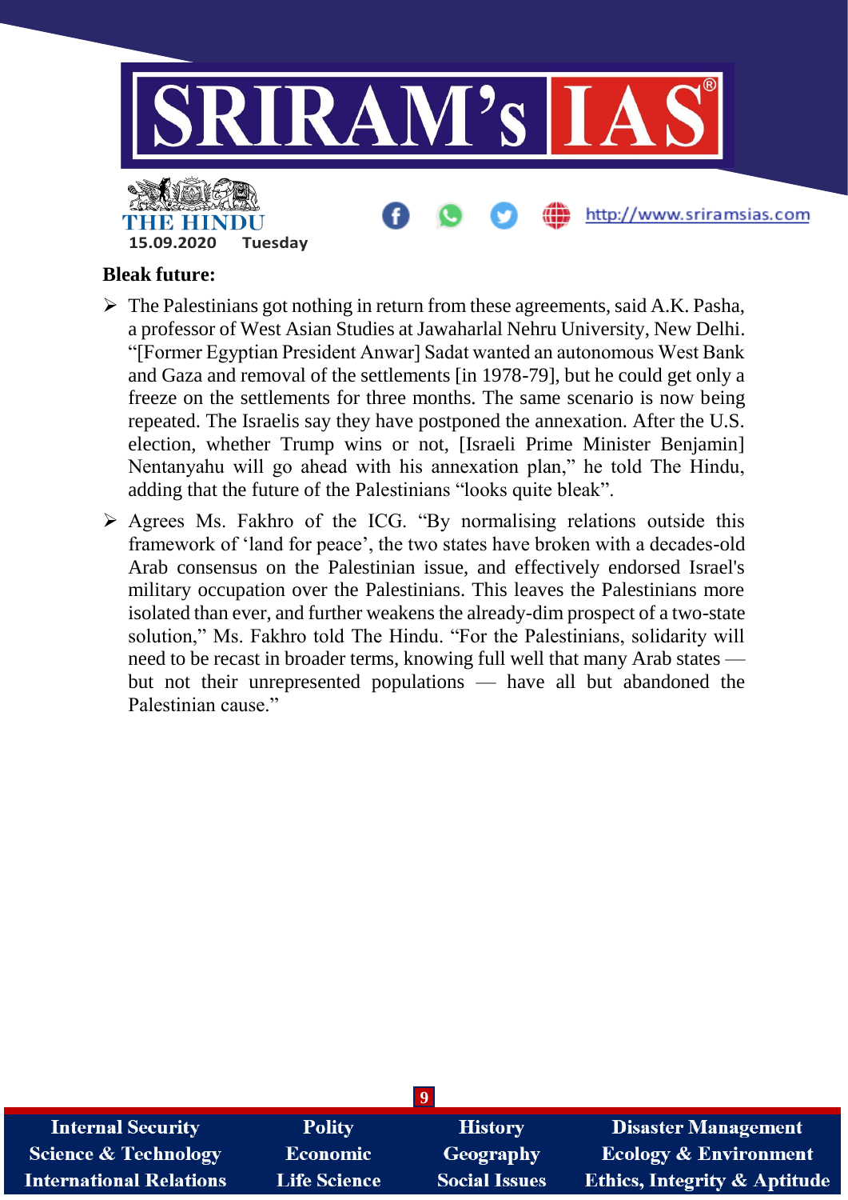**Bleak future:**

- The Palestinians got nothing in return from these agreements, said A.K. Pasha, a professor of West Asian Studies at Jawaharlal Nehru University, New Delhi. "[Former Egyptian President Anwar] Sadat wanted an autonomous West Bank and Gaza and removal of the settlements [in 1978-79], but he could get only a freeze on the settlements for three months. The same scenario is now being repeated. The Israelis say they have postponed the annexation. After the U.S. election, whether Trump wins or not, [Israeli Prime Minister Benjamin] Nentanyahu will go ahead with his annexation plan," he told The Hindu, adding that the future of the Palestinians "looks quite bleak".
- Agrees Ms. Fakhro of the ICG. "By normalising relations outside this framework of 'land for peace', the two states have broken with a decades-old Arab consensus on the Palestinian issue, and effectively endorsed Israel's military occupation over the Palestinians. This leaves the Palestinians more isolated than ever, and further weakens the already-dim prospect of a two-state solution," Ms. Fakhro told The Hindu. "For the Palestinians, solidarity will need to be recast in broader terms, knowing full well that many Arab states — but not their unrepresented populations — have all but abandoned the Palestinian cause."